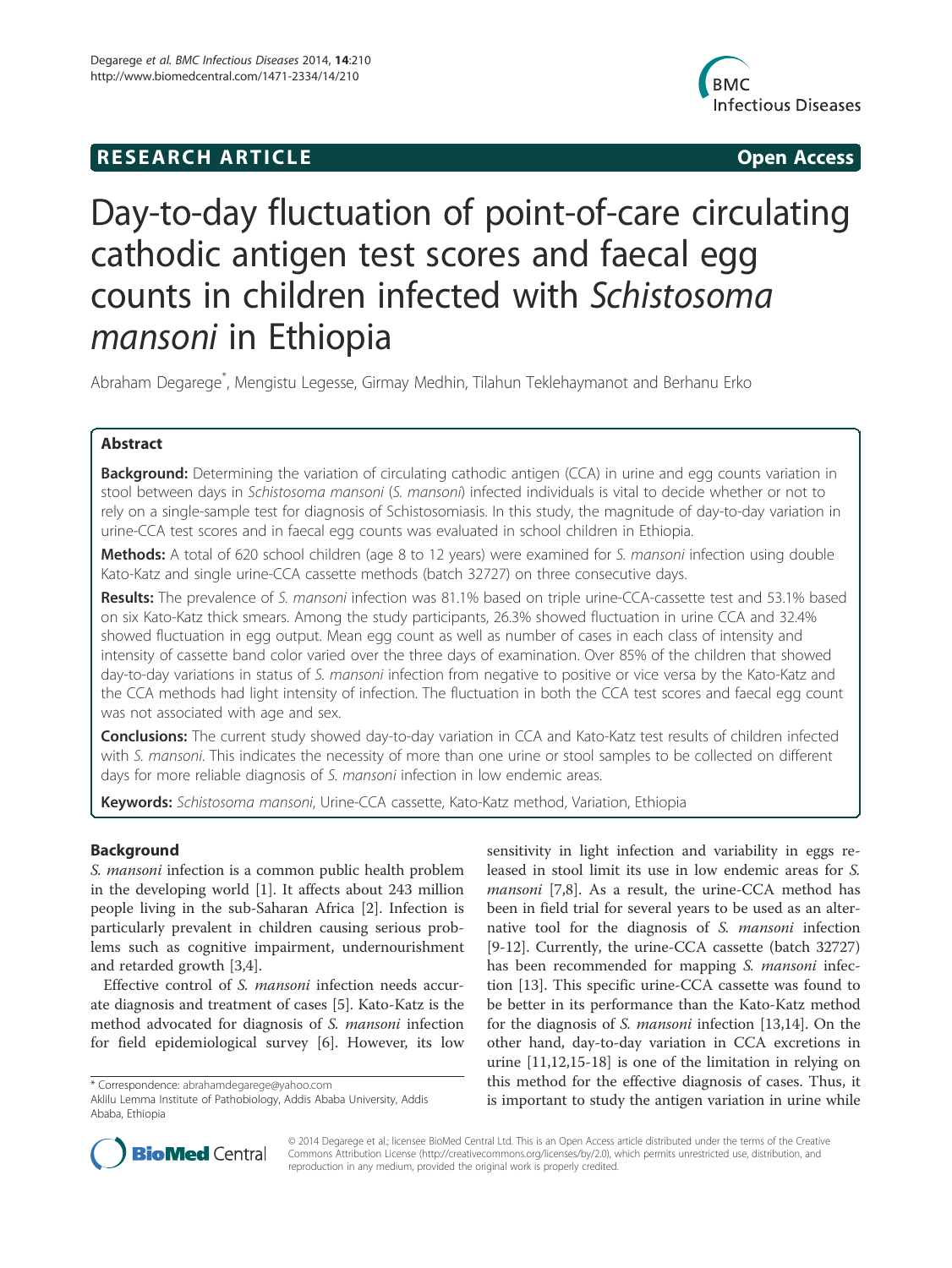**RESEARCH ARTICLE** **Open Access**

# Day-to-day fluctuation of point-of-care circulating cathodic antigen test scores and faecal egg counts in children infected with *Schistosoma mansoni* in Ethiopia

Abraham Degarege*, Mengistu Legesse, Girmay Medhin, Tilahun Teklehaymanot and Berhanu Erko

## Abstract

**Background:** Determining the variation of circulating cathodic antigen (CCA) in urine and egg counts variation in stool between days in *Schistosoma mansoni* (*S. mansoni*) infected individuals is vital to decide whether or not to rely on a single-sample test for diagnosis of Schistosomiasis. In this study, the magnitude of day-to-day variation in urine-CCA test scores and in faecal egg counts was evaluated in school children in Ethiopia.

**Methods:** A total of 620 school children (age 8 to 12 years) were examined for *S. mansoni* infection using double Kato-Katz and single urine-CCA cassette methods (batch 32727) on three consecutive days.

**Results:** The prevalence of *S. mansoni* infection was 81.1% based on triple urine-CCA-cassette test and 53.1% based on six Kato-Katz thick smears. Among the study participants, 26.3% showed fluctuation in urine CCA and 32.4% showed fluctuation in egg output. Mean egg count as well as number of cases in each class of intensity and intensity of cassette band color varied over the three days of examination. Over 85% of the children that showed day-to-day variations in status of *S. mansoni* infection from negative to positive or vice versa by the Kato-Katz and the CCA methods had light intensity of infection. The fluctuation in both the CCA test scores and faecal egg count was not associated with age and sex.

**Conclusions:** The current study showed day-to-day variation in CCA and Kato-Katz test results of children infected with *S. mansoni*. This indicates the necessity of more than one urine or stool samples to be collected on different days for more reliable diagnosis of *S. mansoni* infection in low endemic areas.

**Keywords:** *Schistosoma mansoni*, Urine-CCA cassette, Kato-Katz method, Variation, Ethiopia

## Background

*S. mansoni* infection is a common public health problem in the developing world [1]. It affects about 243 million people living in the sub-Saharan Africa [2]. Infection is particularly prevalent in children causing serious problems such as cognitive impairment, undernourishment and retarded growth [3,4].

Effective control of *S. mansoni* infection needs accurate diagnosis and treatment of cases [5]. Kato-Katz is the method advocated for diagnosis of *S. mansoni* infection for field epidemiological survey [6]. However, its low sensitivity in light infection and variability in eggs released in stool limit its use in low endemic areas for *S. mansoni* [7,8]. As a result, the urine-CCA method has been in field trial for several years to be used as an alternative tool for the diagnosis of *S. mansoni* infection [9-12]. Currently, the urine-CCA cassette (batch 32727) has been recommended for mapping *S. mansoni* infection [13]. This specific urine-CCA cassette was found to be better in its performance than the Kato-Katz method for the diagnosis of *S. mansoni* infection [13,14]. On the other hand, day-to-day variation in CCA excretions in urine [11,12,15-18] is one of the limitation in relying on this method for the effective diagnosis of cases. Thus, it is important to study the antigen variation in urine while

\* Correspondence: abrahamdegarege@yahoo.com
Aklilu Lemma Institute of Pathobiology, Addis Ababa University, Addis Ababa, Ethiopia

© 2014 Degarege et al.; licensee BioMed Central Ltd. This is an Open Access article distributed under the terms of the Creative Commons Attribution License (http://creativecommons.org/licenses/by/2.0), which permits unrestricted use, distribution, and reproduction in any medium, provided the original work is properly credited.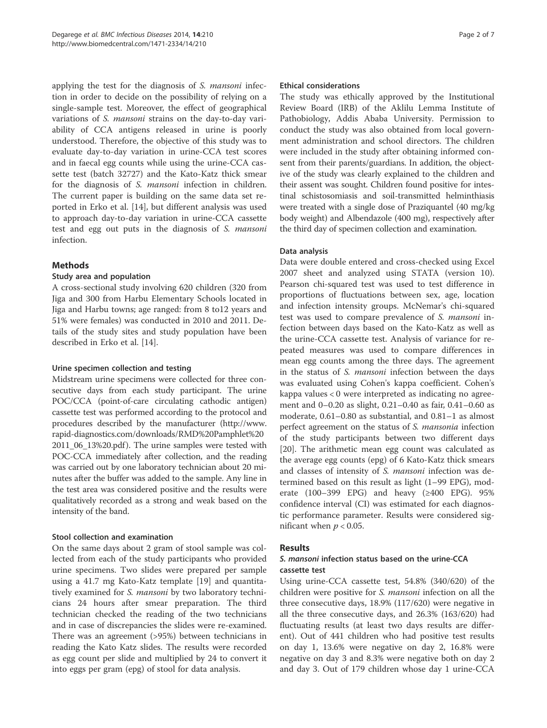applying the test for the diagnosis of *S. mansoni* infection in order to decide on the possibility of relying on a single-sample test. Moreover, the effect of geographical variations of *S. mansoni* strains on the day-to-day variability of CCA antigens released in urine is poorly understood. Therefore, the objective of this study was to evaluate day-to-day variation in urine-CCA test scores and in faecal egg counts while using the urine-CCA cassette test (batch 32727) and the Kato-Katz thick smear for the diagnosis of *S. mansoni* infection in children. The current paper is building on the same data set reported in Erko et al. [14], but different analysis was used to approach day-to-day variation in urine-CCA cassette test and egg out puts in the diagnosis of *S. mansoni* infection.

## Methods

### Study area and population

A cross-sectional study involving 620 children (320 from Jiga and 300 from Harbu Elementary Schools located in Jiga and Harbu towns; age ranged: from 8 to12 years and 51% were females) was conducted in 2010 and 2011. Details of the study sites and study population have been described in Erko et al. [14].

### Urine specimen collection and testing

Midstream urine specimens were collected for three consecutive days from each study participant. The urine POC/CCA (point-of-care circulating cathodic antigen) cassette test was performed according to the protocol and procedures described by the manufacturer (http://www.rapid-diagnostics.com/downloads/RMD%20Pamphlet%202011_06_13%20.pdf). The urine samples were tested with POC-CCA immediately after collection, and the reading was carried out by one laboratory technician about 20 minutes after the buffer was added to the sample. Any line in the test area was considered positive and the results were qualitatively recorded as a strong and weak based on the intensity of the band.

### Stool collection and examination

On the same days about 2 gram of stool sample was collected from each of the study participants who provided urine specimens. Two slides were prepared per sample using a 41.7 mg Kato-Katz template [19] and quantitatively examined for *S. mansoni* by two laboratory technicians 24 hours after smear preparation. The third technician checked the reading of the two technicians and in case of discrepancies the slides were re-examined. There was an agreement (>95%) between technicians in reading the Kato Katz slides. The results were recorded as egg count per slide and multiplied by 24 to convert it into eggs per gram (epg) of stool for data analysis.

### Ethical considerations

The study was ethically approved by the Institutional Review Board (IRB) of the Aklilu Lemma Institute of Pathobiology, Addis Ababa University. Permission to conduct the study was also obtained from local government administration and school directors. The children were included in the study after obtaining informed consent from their parents/guardians. In addition, the objective of the study was clearly explained to the children and their assent was sought. Children found positive for intestinal schistosomiasis and soil-transmitted helminthiasis were treated with a single dose of Praziquantel (40 mg/kg body weight) and Albendazole (400 mg), respectively after the third day of specimen collection and examination.

### Data analysis

Data were double entered and cross-checked using Excel 2007 sheet and analyzed using STATA (version 10). Pearson chi-squared test was used to test difference in proportions of fluctuations between sex, age, location and infection intensity groups. McNemar's chi-squared test was used to compare prevalence of *S. mansoni* infection between days based on the Kato-Katz as well as the urine-CCA cassette test. Analysis of variance for repeated measures was used to compare differences in mean egg counts among the three days. The agreement in the status of *S. mansoni* infection between the days was evaluated using Cohen's kappa coefficient. Cohen's kappa values < 0 were interpreted as indicating no agreement and 0–0.20 as slight, 0.21–0.40 as fair, 0.41–0.60 as moderate, 0.61–0.80 as substantial, and 0.81–1 as almost perfect agreement on the status of *S. mansonia* infection of the study participants between two different days [20]. The arithmetic mean egg count was calculated as the average egg counts (epg) of 6 Kato-Katz thick smears and classes of intensity of *S. mansoni* infection was determined based on this result as light (1–99 EPG), moderate (100–399 EPG) and heavy (≥400 EPG). 95% confidence interval (CI) was estimated for each diagnostic performance parameter. Results were considered significant when $p < 0.05$.

## Results

### *S. mansoni* infection status based on the urine-CCA cassette test

Using urine-CCA cassette test, 54.8% (340/620) of the children were positive for *S. mansoni* infection on all the three consecutive days, 18.9% (117/620) were negative in all the three consecutive days, and 26.3% (163/620) had fluctuating results (at least two days results are different). Out of 441 children who had positive test results on day 1, 13.6% were negative on day 2, 16.8% were negative on day 3 and 8.3% were negative both on day 2 and day 3. Out of 179 children whose day 1 urine-CCA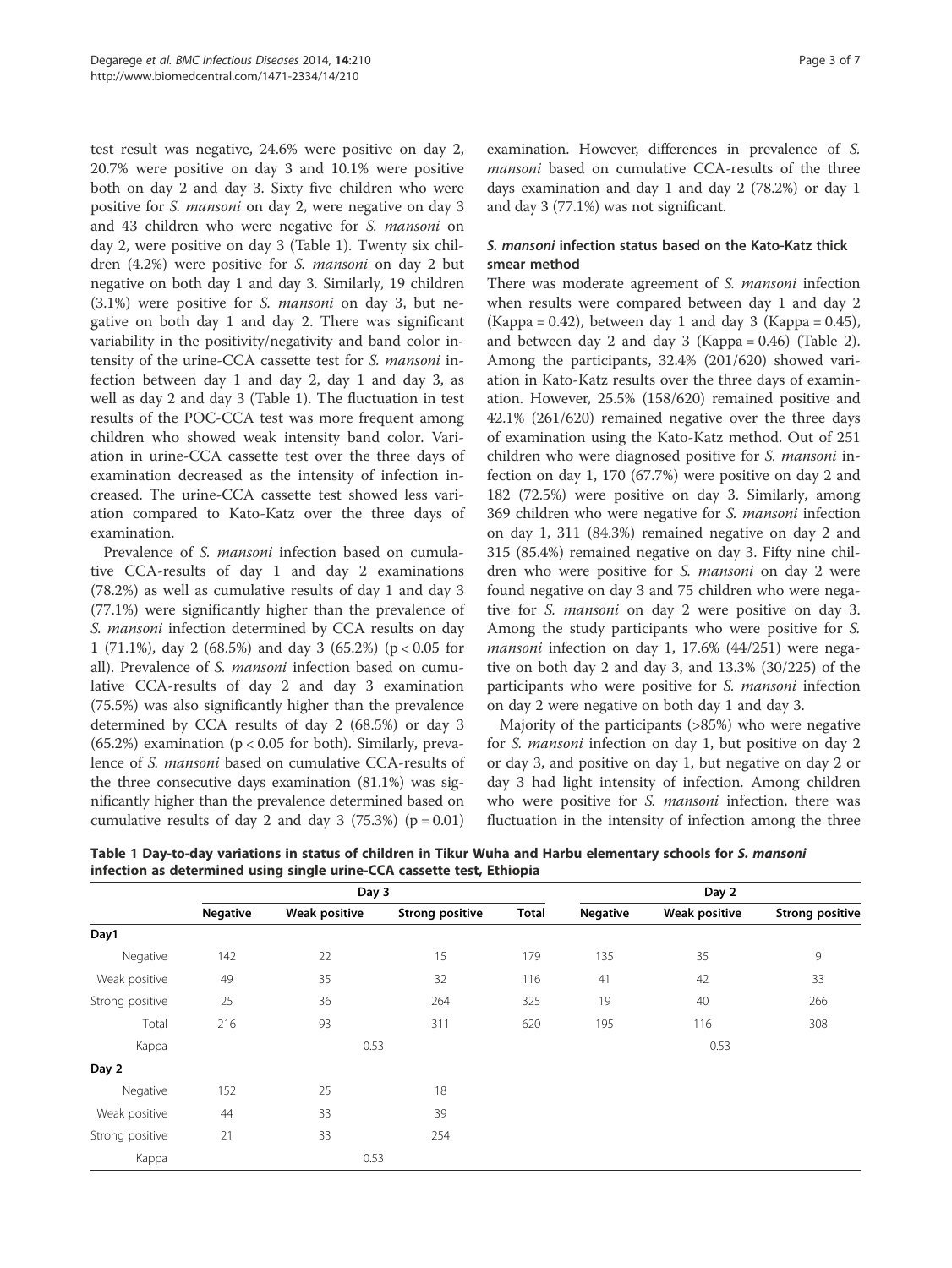test result was negative, 24.6% were positive on day 2, 20.7% were positive on day 3 and 10.1% were positive both on day 2 and day 3. Sixty five children who were positive for *S. mansoni* on day 2, were negative on day 3 and 43 children who were negative for *S. mansoni* on day 2, were positive on day 3 (Table 1). Twenty six children (4.2%) were positive for *S. mansoni* on day 2 but negative on both day 1 and day 3. Similarly, 19 children (3.1%) were positive for *S. mansoni* on day 3, but negative on both day 1 and day 2. There was significant variability in the positivity/negativity and band color intensity of the urine-CCA cassette test for *S. mansoni* infection between day 1 and day 2, day 1 and day 3, as well as day 2 and day 3 (Table 1). The fluctuation in test results of the POC-CCA test was more frequent among children who showed weak intensity band color. Variation in urine-CCA cassette test over the three days of examination decreased as the intensity of infection increased. The urine-CCA cassette test showed less variation compared to Kato-Katz over the three days of examination.

Prevalence of *S. mansoni* infection based on cumulative CCA-results of day 1 and day 2 examinations (78.2%) as well as cumulative results of day 1 and day 3 (77.1%) were significantly higher than the prevalence of *S. mansoni* infection determined by CCA results on day 1 (71.1%), day 2 (68.5%) and day 3 (65.2%) ($p < 0.05$ for all). Prevalence of *S. mansoni* infection based on cumulative CCA-results of day 2 and day 3 examination (75.5%) was also significantly higher than the prevalence determined by CCA results of day 2 (68.5%) or day 3 (65.2%) examination ($p < 0.05$ for both). Similarly, prevalence of *S. mansoni* based on cumulative CCA-results of the three consecutive days examination (81.1%) was significantly higher than the prevalence determined based on cumulative results of day 2 and day 3 (75.3%) ($p = 0.01$) examination. However, differences in prevalence of *S. mansoni* based on cumulative CCA-results of the three days examination and day 1 and day 2 (78.2%) or day 1 and day 3 (77.1%) was not significant.

### *S. mansoni* infection status based on the Kato-Katz thick smear method

There was moderate agreement of *S. mansoni* infection when results were compared between day 1 and day 2 (Kappa = 0.42), between day 1 and day 3 (Kappa = 0.45), and between day 2 and day 3 (Kappa = 0.46) (Table 2). Among the participants, 32.4% (201/620) showed variation in Kato-Katz results over the three days of examination. However, 25.5% (158/620) remained positive and 42.1% (261/620) remained negative over the three days of examination using the Kato-Katz method. Out of 251 children who were diagnosed positive for *S. mansoni* infection on day 1, 170 (67.7%) were positive on day 2 and 182 (72.5%) were positive on day 3. Similarly, among 369 children who were negative for *S. mansoni* infection on day 1, 311 (84.3%) remained negative on day 2 and 315 (85.4%) remained negative on day 3. Fifty nine children who were positive for *S. mansoni* on day 2 were found negative on day 3 and 75 children who were negative for *S. mansoni* on day 2 were positive on day 3. Among the study participants who were positive for *S. mansoni* infection on day 1, 17.6% (44/251) were negative on both day 2 and day 3, and 13.3% (30/225) of the participants who were positive for *S. mansoni* infection on day 2 were negative on both day 1 and day 3.

Majority of the participants (>85%) who were negative for *S. mansoni* infection on day 1, but positive on day 2 or day 3, and positive on day 1, but negative on day 2 or day 3 had light intensity of infection. Among children who were positive for *S. mansoni* infection, there was fluctuation in the intensity of infection among the three

**Table 1 Day-to-day variations in status of children in Tikur Wuha and Harbu elementary schools for *S. mansoni* infection as determined using single urine-CCA cassette test, Ethiopia**

| | Day 3 | | | | Day 2 | | |
|---|---|---|---|---|---|---|---|
| | Negative | Weak positive | Strong positive | Total | Negative | Weak positive | Strong positive |
| **Day1** | | | | | | | |
| Negative | 142 | 22 | 15 | 179 | 135 | 35 | 9 |
| Weak positive | 49 | 35 | 32 | 116 | 41 | 42 | 33 |
| Strong positive | 25 | 36 | 264 | 325 | 19 | 40 | 266 |
| Total | 216 | 93 | 311 | 620 | 195 | 116 | 308 |
| Kappa | | 0.53 | | | | 0.53 | |
| **Day 2** | | | | | | | |
| Negative | 152 | 25 | 18 | | | | |
| Weak positive | 44 | 33 | 39 | | | | |
| Strong positive | 21 | 33 | 254 | | | | |
| Kappa | | 0.53 | | | | | |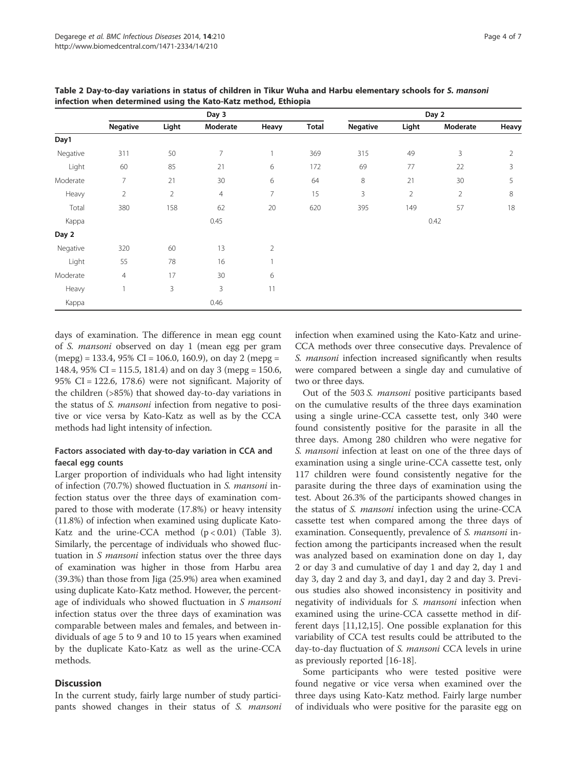**Table 2 Day-to-day variations in status of children in Tikur Wuha and Harbu elementary schools for *S. mansoni* infection when determined using the Kato-Katz method, Ethiopia**

| | Day 3 | | | | | Day 2 | | | |
|---|---|---|---|---|---|---|---|---|---|
| | Negative | Light | Moderate | Heavy | Total | Negative | Light | Moderate | Heavy |
| **Day1** | | | | | | | | | |
| Negative | 311 | 50 | 7 | 1 | 369 | 315 | 49 | 3 | 2 |
| Light | 60 | 85 | 21 | 6 | 172 | 69 | 77 | 22 | 3 |
| Moderate | 7 | 21 | 30 | 6 | 64 | 8 | 21 | 30 | 5 |
| Heavy | 2 | 2 | 4 | 7 | 15 | 3 | 2 | 2 | 8 |
| Total | 380 | 158 | 62 | 20 | 620 | 395 | 149 | 57 | 18 |
| Kappa | | | 0.45 | | | | 0.42 | | |
| **Day 2** | | | | | | | | | |
| Negative | 320 | 60 | 13 | 2 | | | | | |
| Light | 55 | 78 | 16 | 1 | | | | | |
| Moderate | 4 | 17 | 30 | 6 | | | | | |
| Heavy | 1 | 3 | 3 | 11 | | | | | |
| Kappa | | | 0.46 | | | | | | |

days of examination. The difference in mean egg count of *S. mansoni* observed on day 1 (mean egg per gram (mepg) = 133.4, 95% CI = 106.0, 160.9), on day 2 (mepg = 148.4, 95% CI = 115.5, 181.4) and on day 3 (mepg = 150.6, 95% CI = 122.6, 178.6) were not significant. Majority of the children (>85%) that showed day-to-day variations in the status of *S. mansoni* infection from negative to positive or vice versa by Kato-Katz as well as by the CCA methods had light intensity of infection.

### Factors associated with day-to-day variation in CCA and faecal egg counts

Larger proportion of individuals who had light intensity of infection (70.7%) showed fluctuation in *S. mansoni* infection status over the three days of examination compared to those with moderate (17.8%) or heavy intensity (11.8%) of infection when examined using duplicate Kato-Katz and the urine-CCA method ($p < 0.01$) (Table 3). Similarly, the percentage of individuals who showed fluctuation in *S mansoni* infection status over the three days of examination was higher in those from Harbu area (39.3%) than those from Jiga (25.9%) area when examined using duplicate Kato-Katz method. However, the percentage of individuals who showed fluctuation in *S mansoni* infection status over the three days of examination was comparable between males and females, and between individuals of age 5 to 9 and 10 to 15 years when examined by the duplicate Kato-Katz as well as the urine-CCA methods.

## Discussion

In the current study, fairly large number of study participants showed changes in their status of *S. mansoni* infection when examined using the Kato-Katz and urine-CCA methods over three consecutive days. Prevalence of *S. mansoni* infection increased significantly when results were compared between a single day and cumulative of two or three days.

Out of the 503 *S. mansoni* positive participants based on the cumulative results of the three days examination using a single urine-CCA cassette test, only 340 were found consistently positive for the parasite in all the three days. Among 280 children who were negative for *S. mansoni* infection at least on one of the three days of examination using a single urine-CCA cassette test, only 117 children were found consistently negative for the parasite during the three days of examination using the test. About 26.3% of the participants showed changes in the status of *S. mansoni* infection using the urine-CCA cassette test when compared among the three days of examination. Consequently, prevalence of *S. mansoni* infection among the participants increased when the result was analyzed based on examination done on day 1, day 2 or day 3 and cumulative of day 1 and day 2, day 1 and day 3, day 2 and day 3, and day1, day 2 and day 3. Previous studies also showed inconsistency in positivity and negativity of individuals for *S. mansoni* infection when examined using the urine-CCA cassette method in different days [11,12,15]. One possible explanation for this variability of CCA test results could be attributed to the day-to-day fluctuation of *S. mansoni* CCA levels in urine as previously reported [16-18].

Some participants who were tested positive were found negative or vice versa when examined over the three days using Kato-Katz method. Fairly large number of individuals who were positive for the parasite egg on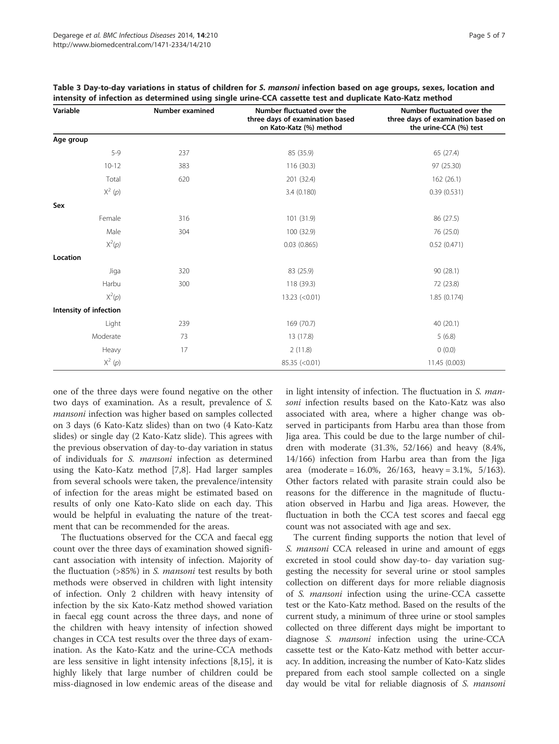**Table 3 Day-to-day variations in status of children for *S. mansoni* infection based on age groups, sexes, location and intensity of infection as determined using single urine-CCA cassette test and duplicate Kato-Katz method**

| Variable | Number examined | Number fluctuated over the three days of examination based on Kato-Katz (%) method | Number fluctuated over the three days of examination based on the urine-CCA (%) test |
|---|---|---|---|
| **Age group** | | | |
| 5-9 | 237 | 85 (35.9) | 65 (27.4) |
| 10-12 | 383 | 116 (30.3) | 97 (25.30) |
| Total | 620 | 201 (32.4) | 162 (26.1) |
| $X^2$ (*p*) | | 3.4 (0.180) | 0.39 (0.531) |
| **Sex** | | | |
| Female | 316 | 101 (31.9) | 86 (27.5) |
| Male | 304 | 100 (32.9) | 76 (25.0) |
| $X^2$(*p*) | | 0.03 (0.865) | 0.52 (0.471) |
| **Location** | | | |
| Jiga | 320 | 83 (25.9) | 90 (28.1) |
| Harbu | 300 | 118 (39.3) | 72 (23.8) |
| $X^2$(*p*) | | 13.23 (<0.01) | 1.85 (0.174) |
| **Intensity of infection** | | | |
| Light | 239 | 169 (70.7) | 40 (20.1) |
| Moderate | 73 | 13 (17.8) | 5 (6.8) |
| Heavy | 17 | 2 (11.8) | 0 (0.0) |
| $X^2$ (*p*) | | 85.35 (<0.01) | 11.45 (0.003) |

one of the three days were found negative on the other two days of examination. As a result, prevalence of *S. mansoni* infection was higher based on samples collected on 3 days (6 Kato-Katz slides) than on two (4 Kato-Katz slides) or single day (2 Kato-Katz slide). This agrees with the previous observation of day-to-day variation in status of individuals for *S. mansoni* infection as determined using the Kato-Katz method [7,8]. Had larger samples from several schools were taken, the prevalence/intensity of infection for the areas might be estimated based on results of only one Kato-Kato slide on each day. This would be helpful in evaluating the nature of the treatment that can be recommended for the areas.

The fluctuations observed for the CCA and faecal egg count over the three days of examination showed significant association with intensity of infection. Majority of the fluctuation (>85%) in *S. mansoni* test results by both methods were observed in children with light intensity of infection. Only 2 children with heavy intensity of infection by the six Kato-Katz method showed variation in faecal egg count across the three days, and none of the children with heavy intensity of infection showed changes in CCA test results over the three days of examination. As the Kato-Katz and the urine-CCA methods are less sensitive in light intensity infections [8,15], it is highly likely that large number of children could be miss-diagnosed in low endemic areas of the disease and in light intensity of infection. The fluctuation in *S. mansoni* infection results based on the Kato-Katz was also associated with area, where a higher change was observed in participants from Harbu area than those from Jiga area. This could be due to the large number of children with moderate (31.3%, 52/166) and heavy (8.4%, 14/166) infection from Harbu area than from the Jiga area (moderate = 16.0%, 26/163, heavy = 3.1%, 5/163). Other factors related with parasite strain could also be reasons for the difference in the magnitude of fluctuation observed in Harbu and Jiga areas. However, the fluctuation in both the CCA test scores and faecal egg count was not associated with age and sex.

The current finding supports the notion that level of *S. mansoni* CCA released in urine and amount of eggs excreted in stool could show day-to- day variation suggesting the necessity for several urine or stool samples collection on different days for more reliable diagnosis of *S. mansoni* infection using the urine-CCA cassette test or the Kato-Katz method. Based on the results of the current study, a minimum of three urine or stool samples collected on three different days might be important to diagnose *S. mansoni* infection using the urine-CCA cassette test or the Kato-Katz method with better accuracy. In addition, increasing the number of Kato-Katz slides prepared from each stool sample collected on a single day would be vital for reliable diagnosis of *S. mansoni*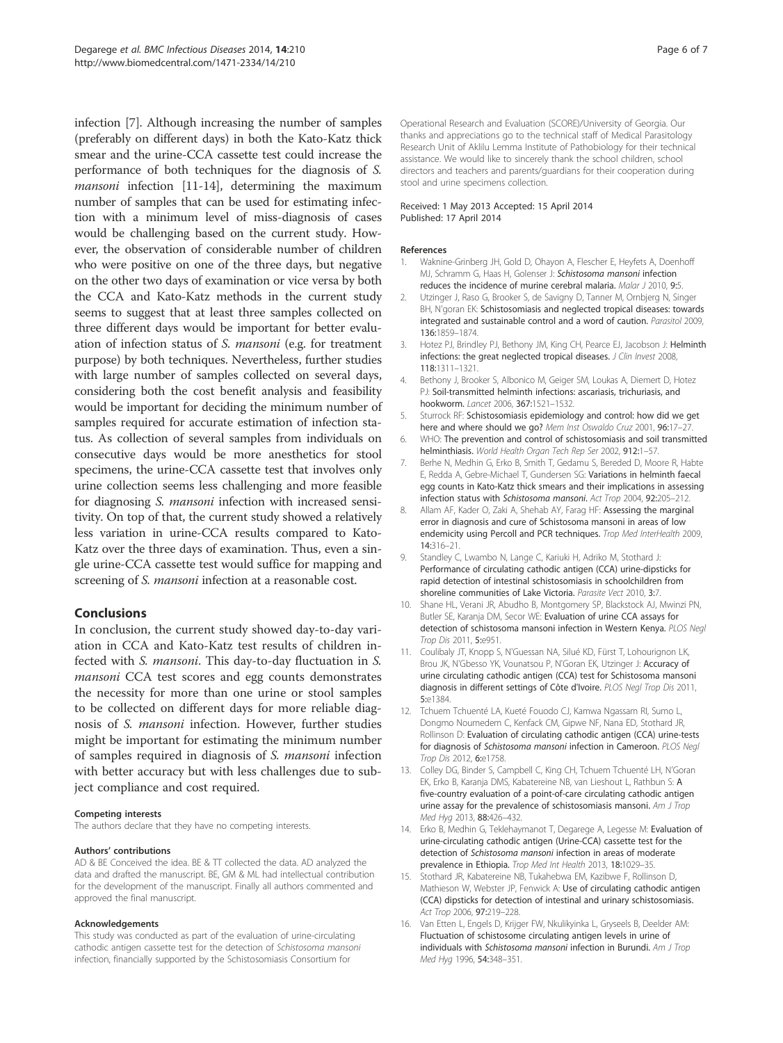infection [7]. Although increasing the number of samples (preferably on different days) in both the Kato-Katz thick smear and the urine-CCA cassette test could increase the performance of both techniques for the diagnosis of *S. mansoni* infection [11-14], determining the maximum number of samples that can be used for estimating infection with a minimum level of miss-diagnosis of cases would be challenging based on the current study. However, the observation of considerable number of children who were positive on one of the three days, but negative on the other two days of examination or vice versa by both the CCA and Kato-Katz methods in the current study seems to suggest that at least three samples collected on three different days would be important for better evaluation of infection status of *S. mansoni* (e.g. for treatment purpose) by both techniques. Nevertheless, further studies with large number of samples collected on several days, considering both the cost benefit analysis and feasibility would be important for deciding the minimum number of samples required for accurate estimation of infection status. As collection of several samples from individuals on consecutive days would be more anesthetics for stool specimens, the urine-CCA cassette test that involves only urine collection seems less challenging and more feasible for diagnosing *S. mansoni* infection with increased sensitivity. On top of that, the current study showed a relatively less variation in urine-CCA results compared to Kato-Katz over the three days of examination. Thus, even a single urine-CCA cassette test would suffice for mapping and screening of *S. mansoni* infection at a reasonable cost.

## Conclusions

In conclusion, the current study showed day-to-day variation in CCA and Kato-Katz test results of children infected with *S. mansoni*. This day-to-day fluctuation in *S. mansoni* CCA test scores and egg counts demonstrates the necessity for more than one urine or stool samples to be collected on different days for more reliable diagnosis of *S. mansoni* infection. However, further studies might be important for estimating the minimum number of samples required in diagnosis of *S. mansoni* infection with better accuracy but with less challenges due to subject compliance and cost required.

#### Competing interests

The authors declare that they have no competing interests.

#### Authors' contributions

AD & BE Conceived the idea. BE & TT collected the data. AD analyzed the data and drafted the manuscript. BE, GM & ML had intellectual contribution for the development of the manuscript. Finally all authors commented and approved the final manuscript.

#### Acknowledgements

This study was conducted as part of the evaluation of urine-circulating cathodic antigen cassette test for the detection of *Schistosoma mansoni* infection, financially supported by the Schistosomiasis Consortium for Operational Research and Evaluation (SCORE)/University of Georgia. Our thanks and appreciations go to the technical staff of Medical Parasitology Research Unit of Aklilu Lemma Institute of Pathobiology for their technical assistance. We would like to sincerely thank the school children, school directors and teachers and parents/guardians for their cooperation during stool and urine specimens collection.

Received: 1 May 2013 Accepted: 15 April 2014
Published: 17 April 2014

#### References

1. Waknine-Grinberg JH, Gold D, Ohayon A, Flescher E, Heyfets A, Doenhoff MJ, Schramm G, Haas H, Golenser J: ***Schistosoma mansoni* infection reduces the incidence of murine cerebral malaria.** *Malar J* 2010, **9:**5.
2. Utzinger J, Raso G, Brooker S, de Savigny D, Tanner M, Ornbjerg N, Singer BH, N'goran EK: **Schistosomiasis and neglected tropical diseases: towards integrated and sustainable control and a word of caution.** *Parasitol* 2009, **136:**1859–1874.
3. Hotez PJ, Brindley PJ, Bethony JM, King CH, Pearce EJ, Jacobson J: **Helminth infections: the great neglected tropical diseases.** *J Clin Invest* 2008, **118:**1311–1321.
4. Bethony J, Brooker S, Albonico M, Geiger SM, Loukas A, Diemert D, Hotez PJ: **Soil-transmitted helminth infections: ascariasis, trichuriasis, and hookworm.** *Lancet* 2006, **367:**1521–1532.
5. Sturrock RF: **Schistosomiasis epidemiology and control: how did we get here and where should we go?** *Mem Inst Oswaldo Cruz* 2001, **96:**17–27.
6. WHO: **The prevention and control of schistosomiasis and soil transmitted helminthiasis.** *World Health Organ Tech Rep Ser* 2002, **912:**1–57.
7. Berhe N, Medhin G, Erko B, Smith T, Gedamu S, Bereded D, Moore R, Habte E, Redda A, Gebre-Michael T, Gundersen SG: **Variations in helminth faecal egg counts in Kato-Katz thick smears and their implications in assessing infection status with *Schistosoma mansoni*.** *Act Trop* 2004, **92:**205–212.
8. Allam AF, Kader O, Zaki A, Shehab AY, Farag HF: **Assessing the marginal error in diagnosis and cure of Schistosoma mansoni in areas of low endemicity using Percoll and PCR techniques.** *Trop Med InterHealth* 2009, **14:**316–21.
9. Standley C, Lwambo N, Lange C, Kariuki H, Adriko M, Stothard J: **Performance of circulating cathodic antigen (CCA) urine-dipsticks for rapid detection of intestinal schistosomiasis in schoolchildren from shoreline communities of Lake Victoria.** *Parasite Vect* 2010, **3:**7.
10. Shane HL, Verani JR, Abudho B, Montgomery SP, Blackstock AJ, Mwinzi PN, Butler SE, Karanja DM, Secor WE: **Evaluation of urine CCA assays for detection of schistosoma mansoni infection in Western Kenya.** *PLOS Negl Trop Dis* 2011, **5:**e951.
11. Coulibaly JT, Knopp S, N'Guessan NA, Silué KD, Fürst T, Lohourignon LK, Brou JK, N'Gbesso YK, Vounatsou P, N'Goran EK, Utzinger J: **Accuracy of urine circulating cathodic antigen (CCA) test for Schistosoma mansoni diagnosis in different settings of Côte d'Ivoire.** *PLOS Negl Trop Dis* 2011, **5:**e1384.
12. Tchuem Tchuenté LA, Kueté Fouodo CJ, Kamwa Ngassam RI, Sumo L, Dongmo Noumedem C, Kenfack CM, Gipwe NF, Nana ED, Stothard JR, Rollinson D: **Evaluation of circulating cathodic antigen (CCA) urine-tests for diagnosis of *Schistosoma mansoni* infection in Cameroon.** *PLOS Negl Trop Dis* 2012, **6:**e1758.
13. Colley DG, Binder S, Campbell C, King CH, Tchuem Tchuenté LH, N'Goran EK, Erko B, Karanja DMS, Kabatereine NB, van Lieshout L, Rathbun S: **A five-country evaluation of a point-of-care circulating cathodic antigen urine assay for the prevalence of schistosomiasis mansoni.** *Am J Trop Med Hyg* 2013, **88:**426–432.
14. Erko B, Medhin G, Teklehaymanot T, Degarege A, Legesse M: **Evaluation of urine-circulating cathodic antigen (Urine-CCA) cassette test for the detection of *Schistosoma mansoni* infection in areas of moderate prevalence in Ethiopia.** *Trop Med Int Health* 2013, **18:**1029–35.
15. Stothard JR, Kabatereine NB, Tukahebwa EM, Kazibwe F, Rollinson D, Mathieson W, Webster JP, Fenwick A: **Use of circulating cathodic antigen (CCA) dipsticks for detection of intestinal and urinary schistosomiasis.** *Act Trop* 2006, **97:**219–228.
16. Van Etten L, Engels D, Krijger FW, Nkulikyinka L, Gryseels B, Deelder AM: **Fluctuation of schistosome circulating antigen levels in urine of individuals with *Schistosoma mansoni* infection in Burundi.** *Am J Trop Med Hyg* 1996, **54:**348–351.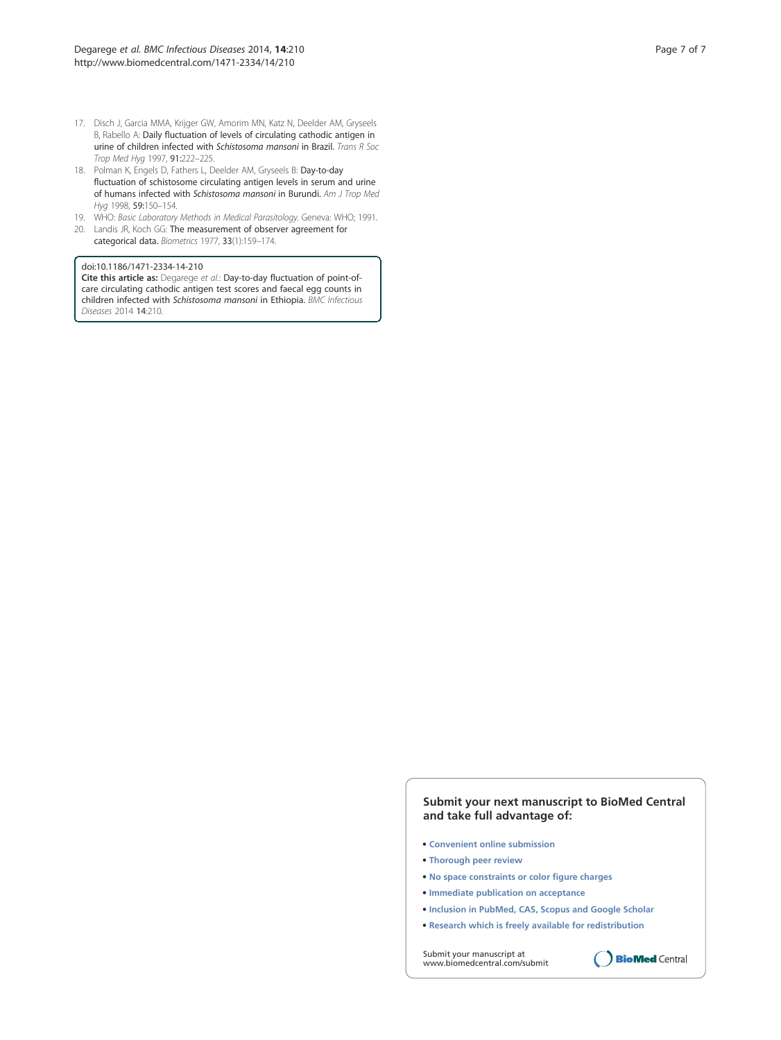17. Disch J, Garcia MMA, Krijger GW, Amorim MN, Katz N, Deelder AM, Gryseels B, Rabello A: **Daily fluctuation of levels of circulating cathodic antigen in urine of children infected with *Schistosoma mansoni* in Brazil.** *Trans R Soc Trop Med Hyg* 1997, **91:**222–225.
18. Polman K, Engels D, Fathers L, Deelder AM, Gryseels B: **Day-to-day fluctuation of schistosome circulating antigen levels in serum and urine of humans infected with *Schistosoma mansoni* in Burundi.** *Am J Trop Med Hyg* 1998, **59:**150–154.
19. WHO: *Basic Laboratory Methods in Medical Parasitology.* Geneva: WHO; 1991.
20. Landis JR, Koch GG: **The measurement of observer agreement for categorical data.** *Biometrics* 1977, **33**(1):159–174.

doi:10.1186/1471-2334-14-210
**Cite this article as:** Degarege *et al.*: Day-to-day fluctuation of point-of-care circulating cathodic antigen test scores and faecal egg counts in children infected with *Schistosoma mansoni* in Ethiopia. *BMC Infectious Diseases* 2014 **14**:210.

**Submit your next manuscript to BioMed Central and take full advantage of:**

- **Convenient online submission**
- **Thorough peer review**
- **No space constraints or color figure charges**
- **Immediate publication on acceptance**
- **Inclusion in PubMed, CAS, Scopus and Google Scholar**
- **Research which is freely available for redistribution**

Submit your manuscript at
www.biomedcentral.com/submit

BioMed Central